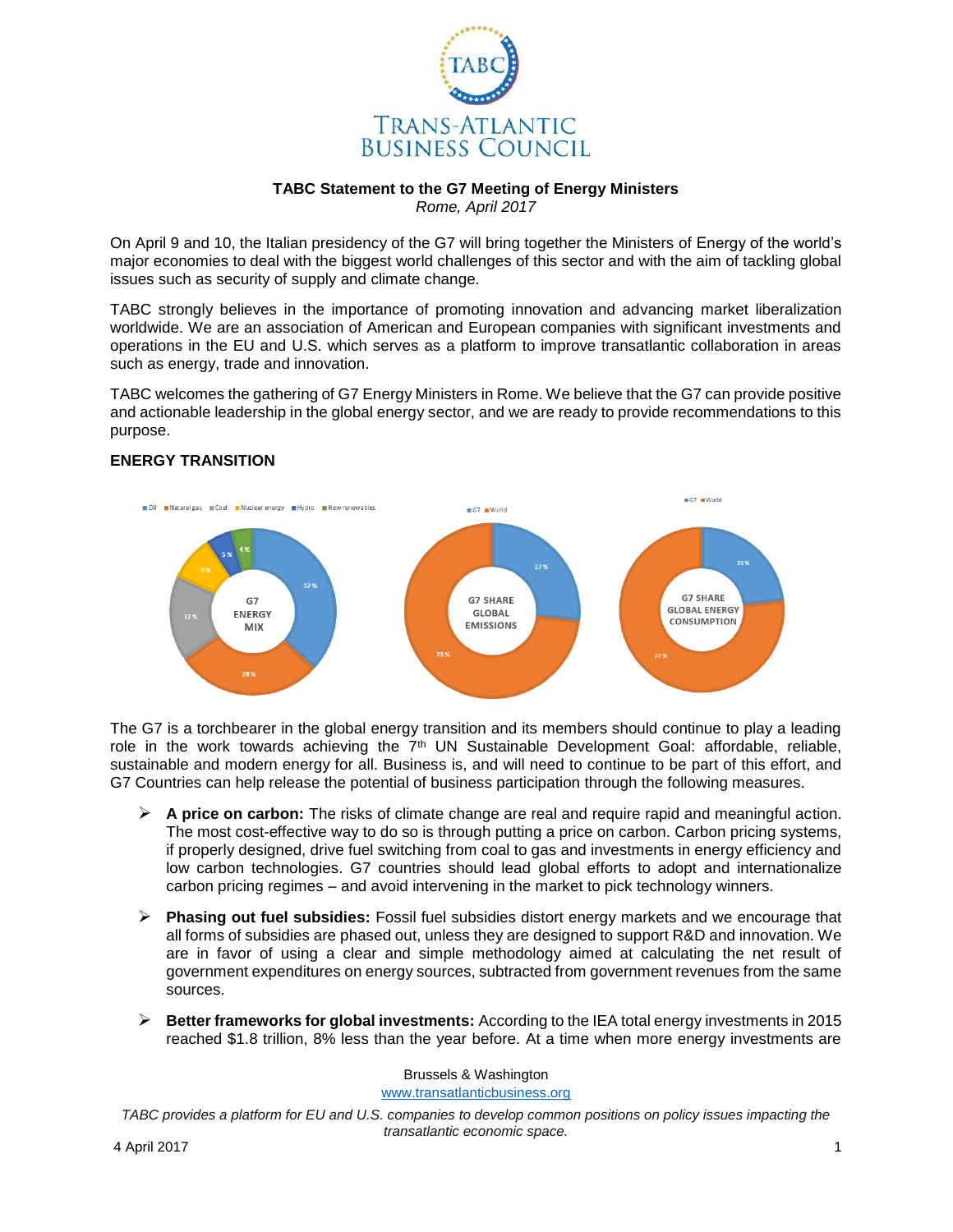**TABC Statement to the G7 Meeting of Energy Ministers**

*Rome, April 2017*

On April 9 and 10, the Italian presidency of the G7 will bring together the Ministers of Energy of the world's major economies to deal with the biggest world challenges of this sector and with the aim of tackling global issues such as security of supply and climate change.

TABC strongly believes in the importance of promoting innovation and advancing market liberalization worldwide. We are an association of American and European companies with significant investments and operations in the EU and U.S. which serves as a platform to improve transatlantic collaboration in areas such as energy, trade and innovation.

TABC welcomes the gathering of G7 Energy Ministers in Rome. We believe that the G7 can provide positive and actionable leadership in the global energy sector, and we are ready to provide recommendations to this purpose.

## ENERGY TRANSITION

The G7 is a torchbearer in the global energy transition and its members should continue to play a leading role in the work towards achieving the 7th UN Sustainable Development Goal: affordable, reliable, sustainable and modern energy for all. Business is, and will need to continue to be part of this effort, and G7 Countries can help release the potential of business participation through the following measures.

- **A price on carbon:** The risks of climate change are real and require rapid and meaningful action. The most cost-effective way to do so is through putting a price on carbon. Carbon pricing systems, if properly designed, drive fuel switching from coal to gas and investments in energy efficiency and low carbon technologies. G7 countries should lead global efforts to adopt and internationalize carbon pricing regimes – and avoid intervening in the market to pick technology winners.

- **Phasing out fuel subsidies:** Fossil fuel subsidies distort energy markets and we encourage that all forms of subsidies are phased out, unless they are designed to support R&D and innovation. We are in favor of using a clear and simple methodology aimed at calculating the net result of government expenditures on energy sources, subtracted from government revenues from the same sources.

- **Better frameworks for global investments:** According to the IEA total energy investments in 2015 reached $1.8 trillion, 8% less than the year before. At a time when more energy investments are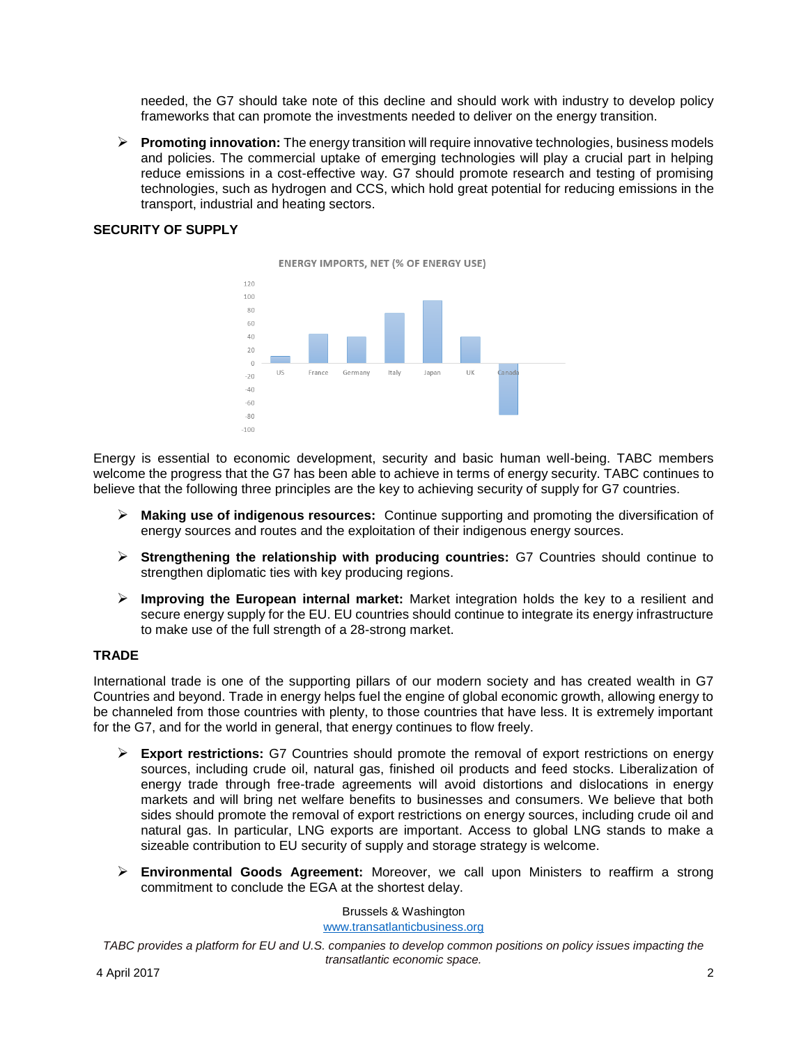needed, the G7 should take note of this decline and should work with industry to develop policy frameworks that can promote the investments needed to deliver on the energy transition.

- **Promoting innovation:** The energy transition will require innovative technologies, business models and policies. The commercial uptake of emerging technologies will play a crucial part in helping reduce emissions in a cost-effective way. G7 should promote research and testing of promising technologies, such as hydrogen and CCS, which hold great potential for reducing emissions in the transport, industrial and heating sectors.

## SECURITY OF SUPPLY

ENERGY IMPORTS, NET (% OF ENERGY USE)

120
100
80
60
40
20
0
-20
-40
-60
-80
-100

US
France
Germany
Italy
Japan
UK
Canada

Energy is essential to economic development, security and basic human well-being. TABC members welcome the progress that the G7 has been able to achieve in terms of energy security. TABC continues to believe that the following three principles are the key to achieving security of supply for G7 countries.

- **Making use of indigenous resources:** Continue supporting and promoting the diversification of energy sources and routes and the exploitation of their indigenous energy sources.
- **Strengthening the relationship with producing countries:** G7 Countries should continue to strengthen diplomatic ties with key producing regions.
- **Improving the European internal market:** Market integration holds the key to a resilient and secure energy supply for the EU. EU countries should continue to integrate its energy infrastructure to make use of the full strength of a 28-strong market.

## TRADE

International trade is one of the supporting pillars of our modern society and has created wealth in G7 Countries and beyond. Trade in energy helps fuel the engine of global economic growth, allowing energy to be channeled from those countries with plenty, to those countries that have less. It is extremely important for the G7, and for the world in general, that energy continues to flow freely.

- **Export restrictions:** G7 Countries should promote the removal of export restrictions on energy sources, including crude oil, natural gas, finished oil products and feed stocks. Liberalization of energy trade through free-trade agreements will avoid distortions and dislocations in energy markets and will bring net welfare benefits to businesses and consumers. We believe that both sides should promote the removal of export restrictions on energy sources, including crude oil and natural gas. In particular, LNG exports are important. Access to global LNG stands to make a sizeable contribution to EU security of supply and storage strategy is welcome.
- **Environmental Goods Agreement:** Moreover, we call upon Ministers to reaffirm a strong commitment to conclude the EGA at the shortest delay.

Brussels & Washington
www.transatlanticbusiness.org

*TABC provides a platform for EU and U.S. companies to develop common positions on policy issues impacting the transatlantic economic space.*

4 April 2017